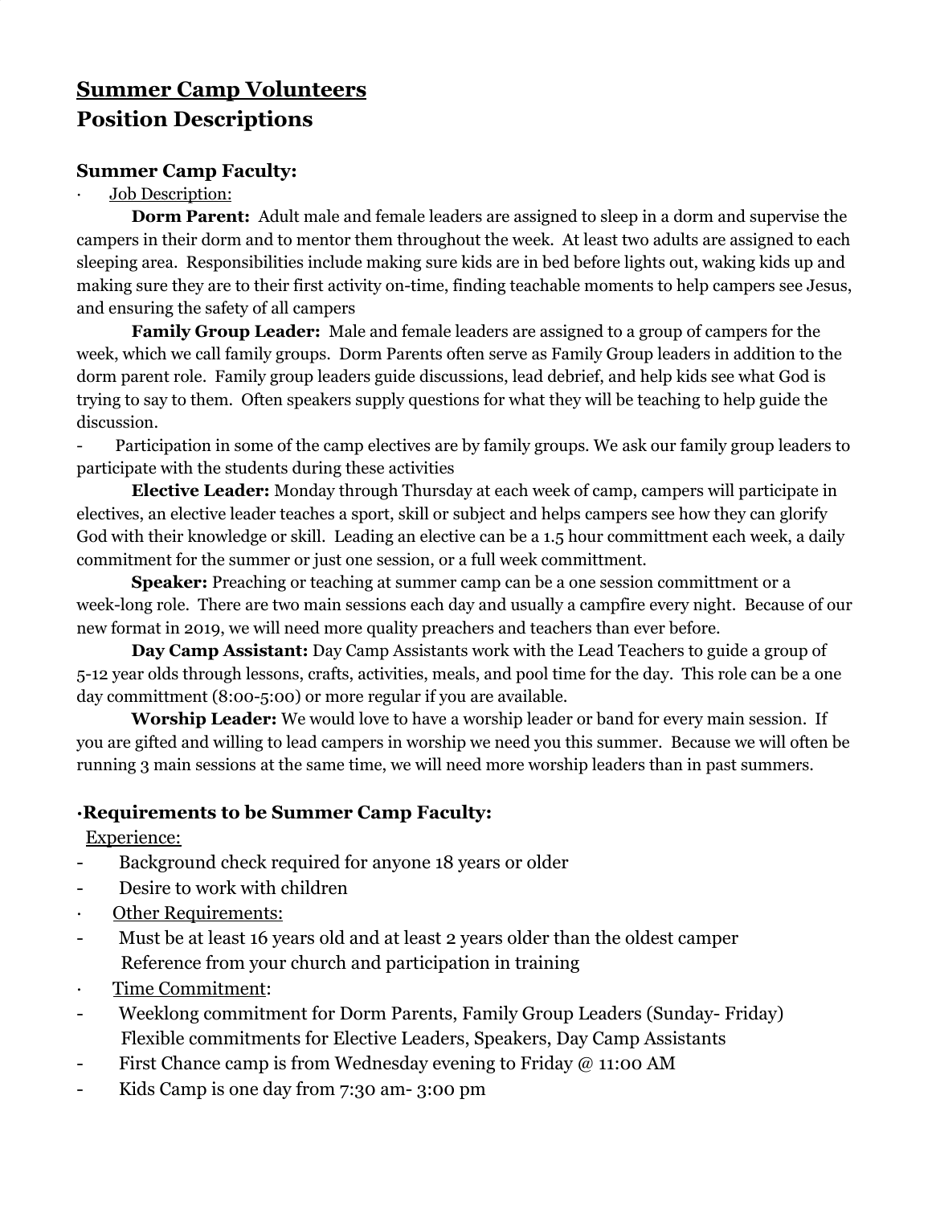# Summer Camp Volunteers
# Position Descriptions

## Summer Camp Faculty:

· Job Description:

**Dorm Parent:** Adult male and female leaders are assigned to sleep in a dorm and supervise the campers in their dorm and to mentor them throughout the week. At least two adults are assigned to each sleeping area. Responsibilities include making sure kids are in bed before lights out, waking kids up and making sure they are to their first activity on-time, finding teachable moments to help campers see Jesus, and ensuring the safety of all campers

**Family Group Leader:** Male and female leaders are assigned to a group of campers for the week, which we call family groups. Dorm Parents often serve as Family Group leaders in addition to the dorm parent role. Family group leaders guide discussions, lead debrief, and help kids see what God is trying to say to them. Often speakers supply questions for what they will be teaching to help guide the discussion.

- Participation in some of the camp electives are by family groups. We ask our family group leaders to participate with the students during these activities

**Elective Leader:** Monday through Thursday at each week of camp, campers will participate in electives, an elective leader teaches a sport, skill or subject and helps campers see how they can glorify God with their knowledge or skill. Leading an elective can be a 1.5 hour committment each week, a daily commitment for the summer or just one session, or a full week committment.

**Speaker:** Preaching or teaching at summer camp can be a one session committment or a week-long role. There are two main sessions each day and usually a campfire every night. Because of our new format in 2019, we will need more quality preachers and teachers than ever before.

**Day Camp Assistant:** Day Camp Assistants work with the Lead Teachers to guide a group of 5-12 year olds through lessons, crafts, activities, meals, and pool time for the day. This role can be a one day committment (8:00-5:00) or more regular if you are available.

**Worship Leader:** We would love to have a worship leader or band for every main session. If you are gifted and willing to lead campers in worship we need you this summer. Because we will often be running 3 main sessions at the same time, we will need more worship leaders than in past summers.

## ·Requirements to be Summer Camp Faculty:

Experience:

- Background check required for anyone 18 years or older
- Desire to work with children

· Other Requirements:

- Must be at least 16 years old and at least 2 years older than the oldest camper
  Reference from your church and participation in training

· Time Commitment:

- Weeklong commitment for Dorm Parents, Family Group Leaders (Sunday- Friday)
  Flexible commitments for Elective Leaders, Speakers, Day Camp Assistants
- First Chance camp is from Wednesday evening to Friday @ 11:00 AM
- Kids Camp is one day from 7:30 am- 3:00 pm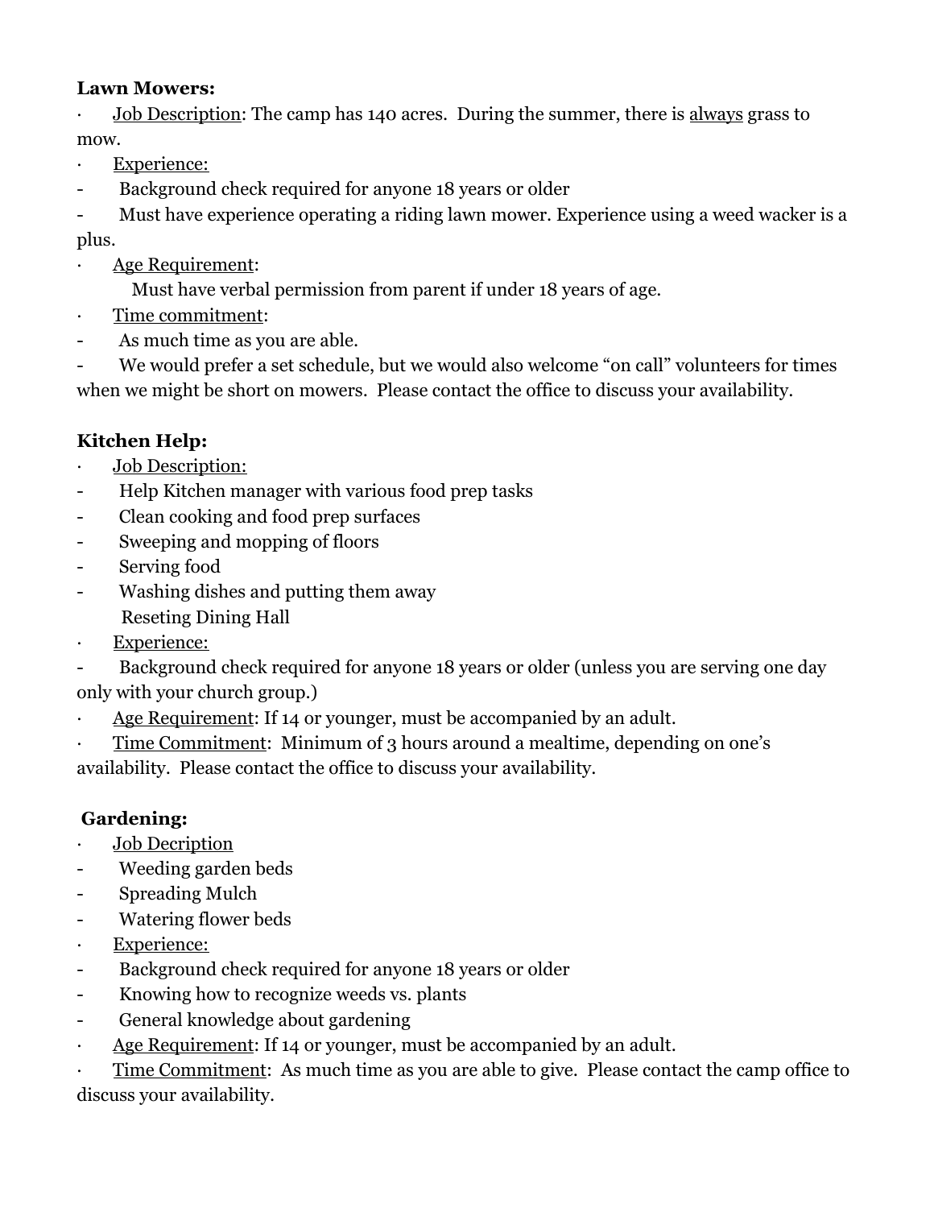**Lawn Mowers:**

- Job Description: The camp has 140 acres. During the summer, there is always grass to mow.
- Experience:
  - Background check required for anyone 18 years or older
  - Must have experience operating a riding lawn mower. Experience using a weed wacker is a plus.
- Age Requirement:
  Must have verbal permission from parent if under 18 years of age.
- Time commitment:
  - As much time as you are able.
  - We would prefer a set schedule, but we would also welcome "on call" volunteers for times when we might be short on mowers. Please contact the office to discuss your availability.

**Kitchen Help:**

- Job Description:
  - Help Kitchen manager with various food prep tasks
  - Clean cooking and food prep surfaces
  - Sweeping and mopping of floors
  - Serving food
  - Washing dishes and putting them away
  - Reseting Dining Hall
- Experience:
  - Background check required for anyone 18 years or older (unless you are serving one day only with your church group.)
- Age Requirement: If 14 or younger, must be accompanied by an adult.
- Time Commitment: Minimum of 3 hours around a mealtime, depending on one's availability. Please contact the office to discuss your availability.

**Gardening:**

- Job Decription
  - Weeding garden beds
  - Spreading Mulch
  - Watering flower beds
- Experience:
  - Background check required for anyone 18 years or older
  - Knowing how to recognize weeds vs. plants
  - General knowledge about gardening
- Age Requirement: If 14 or younger, must be accompanied by an adult.
- Time Commitment: As much time as you are able to give. Please contact the camp office to discuss your availability.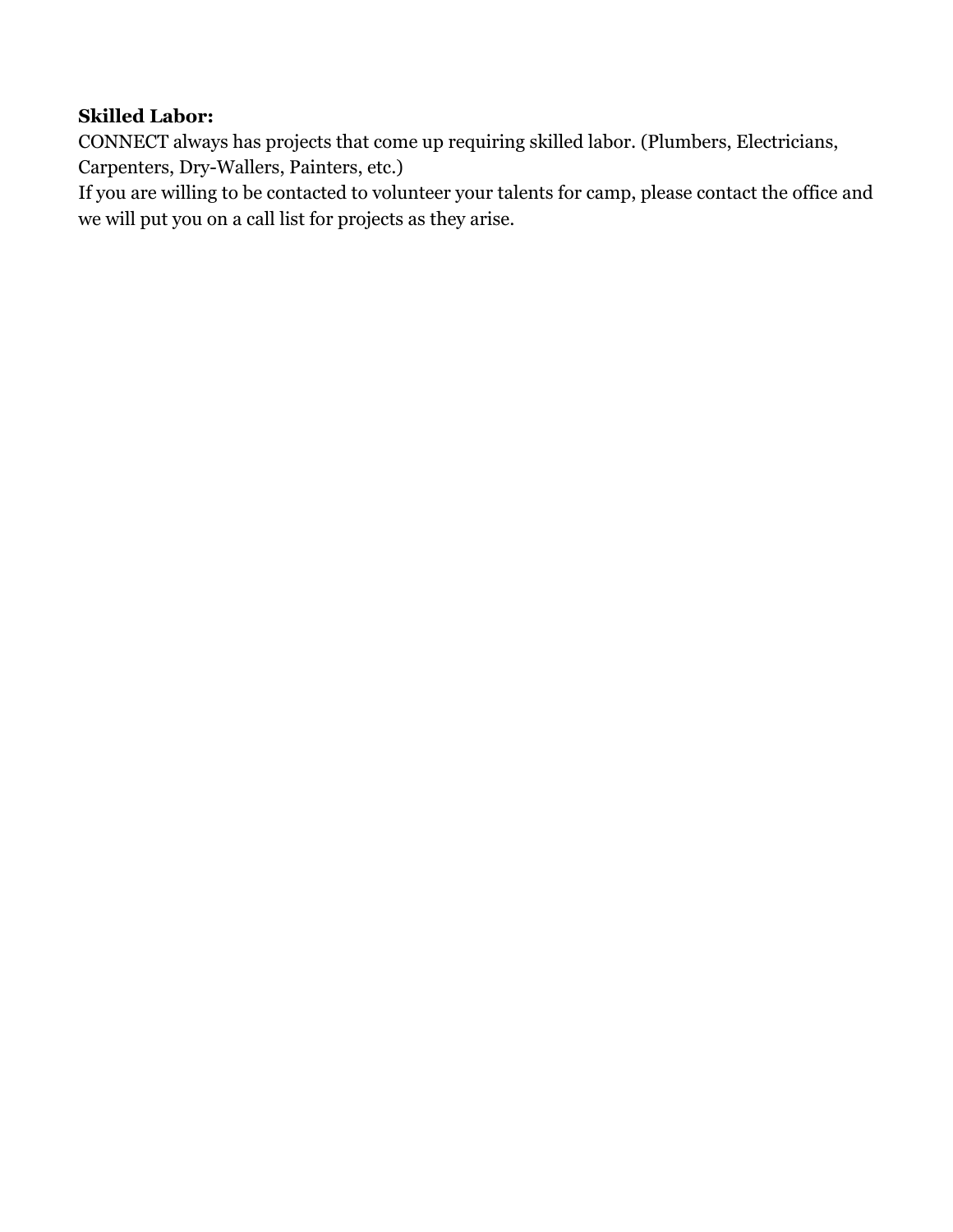**Skilled Labor:**

CONNECT always has projects that come up requiring skilled labor. (Plumbers, Electricians, Carpenters, Dry-Wallers, Painters, etc.)

If you are willing to be contacted to volunteer your talents for camp, please contact the office and we will put you on a call list for projects as they arise.